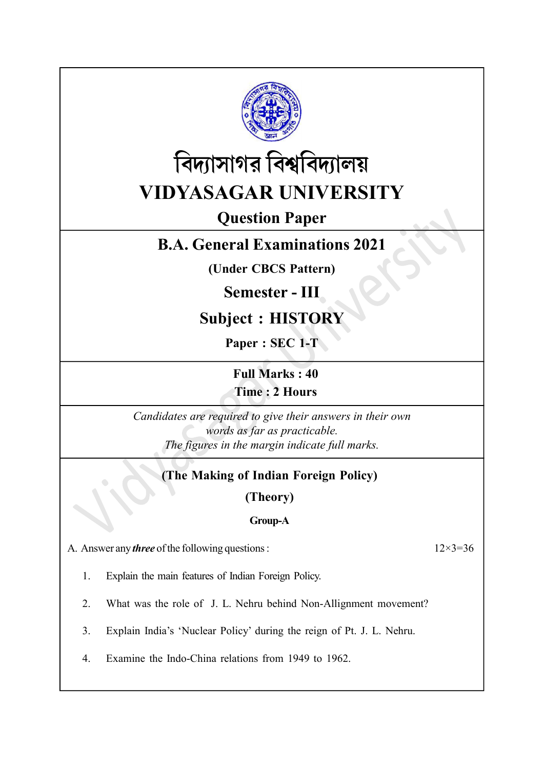# বিদ্যাসাগর বিশ্ববিদ্যালয়

# VIDYASAGAR UNIVERSITY

## Question Paper

## B.A. General Examinations 2021

**(Under CBCS Pattern)**

## Semester - III

## Subject : HISTORY

**Paper : SEC 1-T**

**Full Marks : 40**
**Time : 2 Hours**

*Candidates are required to give their answers in their own words as far as practicable.*
*The figures in the margin indicate full marks.*

**(The Making of Indian Foreign Policy)**

**(Theory)**

**Group-A**

A. Answer any ***three*** of the following questions : 12×3=36

1. Explain the main features of Indian Foreign Policy.

2. What was the role of J. L. Nehru behind Non-Allignment movement?

3. Explain India's 'Nuclear Policy' during the reign of Pt. J. L. Nehru.

4. Examine the Indo-China relations from 1949 to 1962.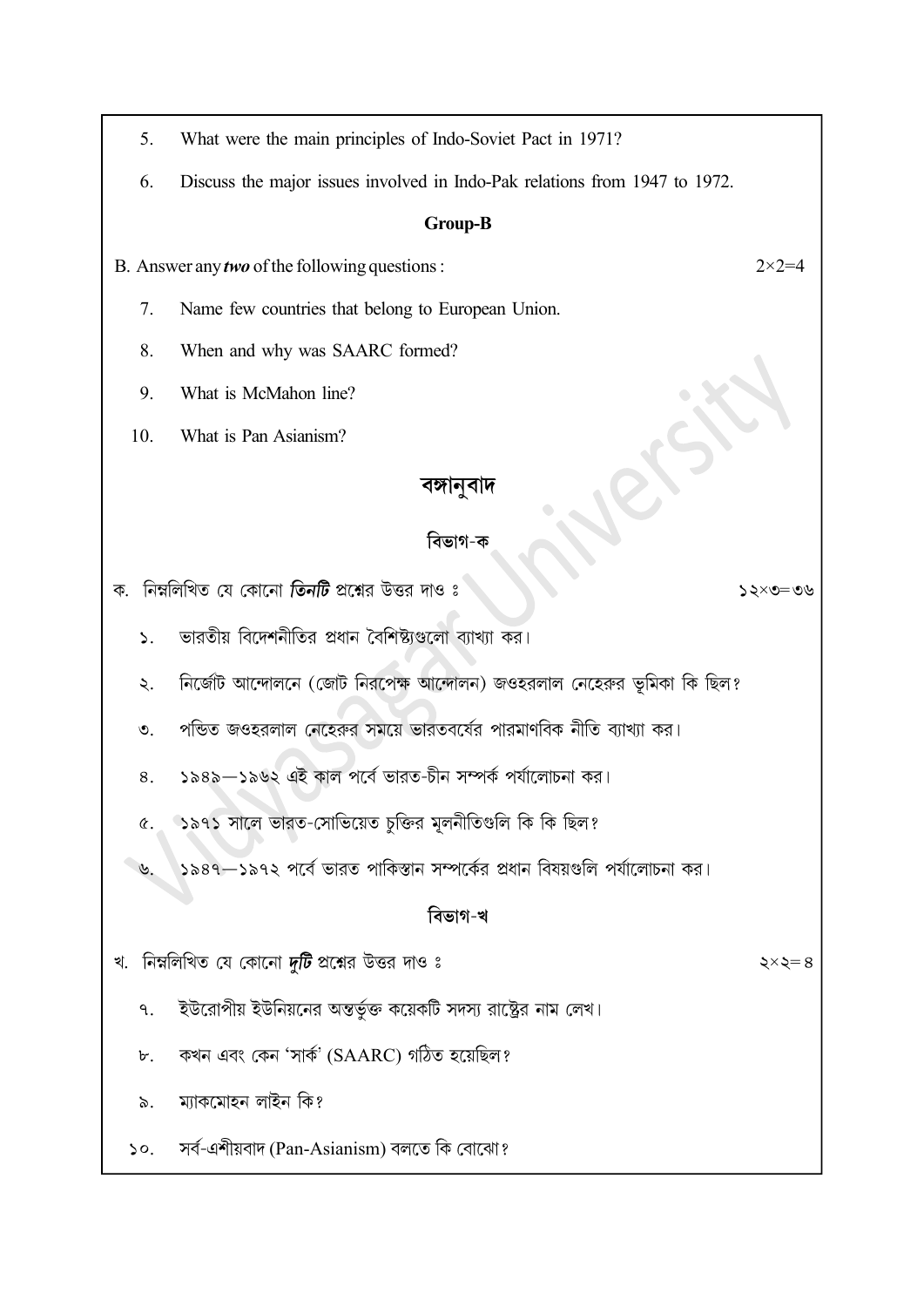5. What were the main principles of Indo-Soviet Pact in 1971?

6. Discuss the major issues involved in Indo-Pak relations from 1947 to 1972.

**Group-B**

B. Answer any ***two*** of the following questions : $2\times2=4$

7. Name few countries that belong to European Union.

8. When and why was SAARC formed?

9. What is McMahon line?

10. What is Pan Asianism?

## বঙ্গানুবাদ

**বিভাগ-ক**

ক. নিম্নলিখিত যে কোনো ***তিনটি*** প্রশ্নের উত্তর দাও ঃ ১২×৩=৩৬

১. ভারতীয় বিদেশনীতির প্রধান বৈশিষ্ট্যগুলো ব্যাখ্যা কর।

২. নির্জোট আন্দোলনে (জোট নিরপেক্ষ আন্দোলন) জওহরলাল নেহেরুর ভূমিকা কি ছিল?

৩. পন্ডিত জওহরলাল নেহেরুর সময়ে ভারতবর্ষের পারমাণবিক নীতি ব্যাখ্যা কর।

৪. ১৯৪৯—১৯৬২ এই কাল পর্বে ভারত-চীন সম্পর্ক পর্যালোচনা কর।

৫. ১৯৭১ সালে ভারত-সোভিয়েত চুক্তির মূলনীতিগুলি কি কি ছিল?

৬. ১৯৪৭—১৯৭২ পর্বে ভারত পাকিস্তান সম্পর্কের প্রধান বিষয়গুলি পর্যালোচনা কর।

**বিভাগ-খ**

খ. নিম্নলিখিত যে কোনো ***দুটি*** প্রশ্নের উত্তর দাও ঃ ২×২=৪

৭. ইউরোপীয় ইউনিয়নের অন্তর্ভুক্ত কয়েকটি সদস্য রাষ্ট্রের নাম লেখ।

৮. কখন এবং কেন 'সার্ক' (SAARC) গঠিত হয়েছিল?

৯. ম্যাকমোহন লাইন কি?

১০. সর্ব-এশীয়বাদ (Pan-Asianism) বলতে কি বোঝো?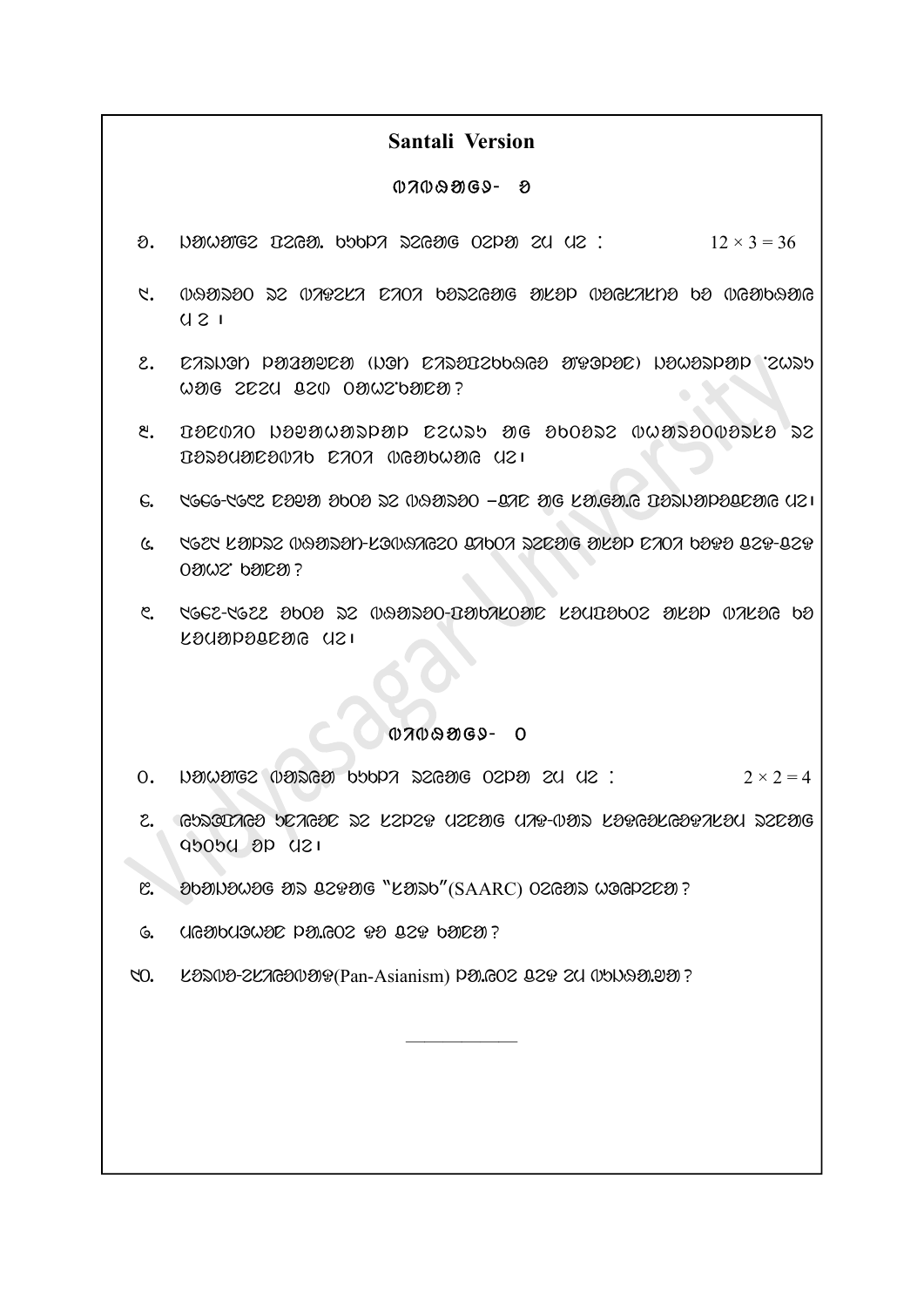## Santali Version

### ᱦᱟᱹᱴᱤᱧ - ᱠ

᱑. ᱡᱟᱦᱟᱱᱟᱜ ᱯᱮᱭᱟ ᱠᱩᱠᱞᱤ ᱨᱮᱭᱟᱜ ᱛᱮᱞᱟ ᱮᱢ ᱢᱮ : $12 \times 3 = 36$

᱒. ᱪᱤᱱ ᱨᱮ ᱪᱟᱹᱨᱤ ᱢᱟᱦᱟᱸ ᱵᱤᱰᱟᱹᱣ ᱚᱱᱚᱞ ᱪᱟᱵᱤᱡ ᱵᱤ ᱪᱷᱟᱱᱰᱟᱣ ᱢᱮ ᱾

᱓. ᱢᱮᱭᱡᱤ ᱯᱷᱤᱨᱟᱹᱣᱚᱜ (ᱡᱟᱯᱟᱱ ᱢᱮᱭᱡᱤ ᱨᱮᱥᱴᱚᱨᱮᱥᱚᱱ) ᱡᱟᱯᱟᱱᱟᱜ ᱨᱟᱡᱽ ᱥᱟᱥᱚᱱ ᱨᱮ ᱪᱮᱫ ᱵᱚᱫᱚᱞ ᱦᱩᱭᱮᱱᱟ?

᱔. ᱣᱟᱥᱤᱝᱴᱚᱱ ᱥᱟᱢᱢᱮᱞᱚᱱ ᱨᱮᱭᱟᱜ ᱢᱟᱦᱟᱛᱚᱵ ᱟᱨ ᱞᱟᱹᱜᱤᱫ ᱪᱮᱫ ᱠᱚ ᱵᱟᱰᱟᱭᱚᱜ ᱢᱮ ᱾

᱕. ᱑᱙᱖᱖-᱑᱙᱗᱖ ᱥᱮᱨᱢᱟ ᱨᱮ ᱪᱤᱱ ᱨᱮᱭᱟᱜ ᱥᱟᱸᱥᱠᱨᱤᱛᱤᱠ ᱵᱤᱯᱞᱚᱵ ᱵᱟᱵᱚᱫ ᱚᱞ ᱢᱮ ᱾

᱖. ᱑᱙᱒᱑ ᱥᱟᱞ ᱨᱮ ᱪᱤᱱ ᱠᱚᱢᱭᱩᱱᱤᱥᱴ ᱯᱟᱨᱴᱤ ᱵᱮᱱᱟᱣ ᱦᱩᱭᱮᱱ ᱪᱟᱹᱨᱤ ᱚᱱᱚᱞ ᱠᱚ ᱪᱮᱫ-ᱪᱮᱫ ᱛᱟᱦᱮᱸᱱ ᱠᱟᱱᱟ?

᱗. ᱑᱙᱔᱒-᱑᱙᱔᱙ ᱥᱮᱨᱢᱟ ᱨᱮ ᱪᱤᱱ ᱨᱮᱭᱟᱜ ᱠᱚᱢᱭᱩᱱᱤᱥᱴ ᱵᱤᱯᱞᱚᱵ ᱪᱟᱹᱨᱤ ᱵᱤ ᱵᱤᱥᱛᱟᱹᱨ ᱛᱮ ᱚᱞ ᱢᱮ ᱾

### ᱦᱟᱹᱴᱤᱧ - ᱠᱷ

᱒. ᱡᱟᱦᱟᱱᱟᱜ ᱵᱟᱨᱭᱟ ᱠᱩᱠᱞᱤ ᱨᱮᱭᱟᱜ ᱛᱮᱞᱟ ᱮᱢ ᱢᱮ : $2 \times 2 = 4$

᱘. ᱡᱟᱯᱟᱱ ᱥᱟᱨᱠᱟᱨ ᱨᱮ ᱢᱮᱭᱡᱤ ᱥᱟᱥᱚᱱ-ᱠᱟᱹᱢᱤ ᱵᱤᱥᱮᱥᱚᱛᱟ ᱵᱟᱵᱚᱫ ᱥᱟᱯᱲᱟᱣ ᱢᱮ ᱾

᱙. ᱚᱥᱚᱞ ᱮᱥᱤᱭᱟ ᱨᱮ "ᱥᱟᱨᱠ" (SAARC) ᱫᱚ ᱪᱮᱫ ᱞᱟᱹᱜᱤᱫ ᱵᱮᱱᱟᱣᱮᱱᱟ?

᱑᱐. ᱯᱟᱱ-ᱮᱥᱤᱭᱟᱱᱤᱡᱽᱢ (Pan-Asianism) ᱫᱚ ᱪᱮᱫ ᱠᱟᱱᱟ ᱢᱮ ᱵᱩᱡᱷᱟᱹᱣ ᱢᱮ?

---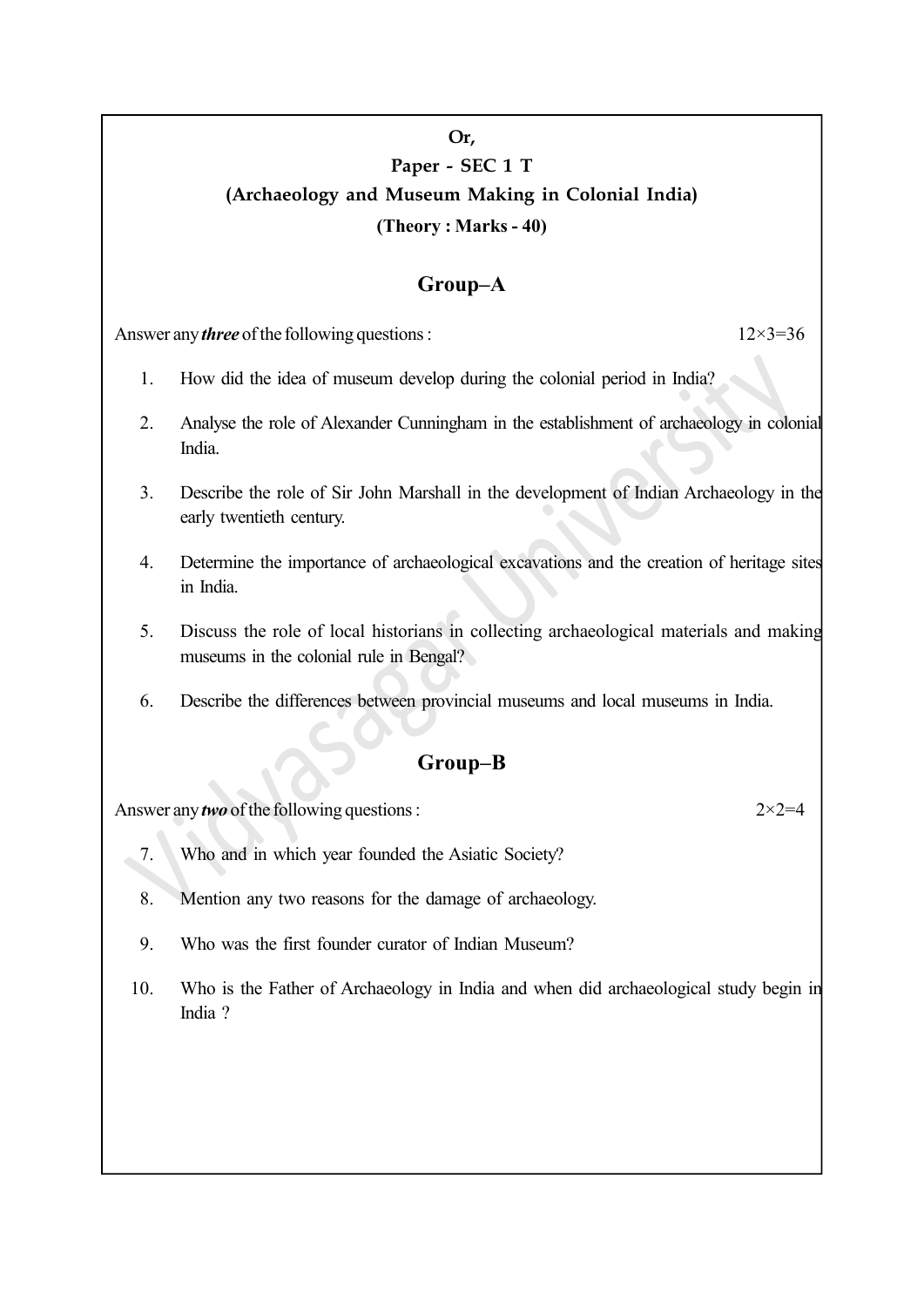**Or,**

**Paper - SEC 1 T**

**(Archaeology and Museum Making in Colonial India)**

**(Theory : Marks - 40)**

## Group–A

Answer any ***three*** of the following questions : 12×3=36

1. How did the idea of museum develop during the colonial period in India?

2. Analyse the role of Alexander Cunningham in the establishment of archaeology in colonial India.

3. Describe the role of Sir John Marshall in the development of Indian Archaeology in the early twentieth century.

4. Determine the importance of archaeological excavations and the creation of heritage sites in India.

5. Discuss the role of local historians in collecting archaeological materials and making museums in the colonial rule in Bengal?

6. Describe the differences between provincial museums and local museums in India.

## Group–B

Answer any ***two*** of the following questions : 2×2=4

7. Who and in which year founded the Asiatic Society?

8. Mention any two reasons for the damage of archaeology.

9. Who was the first founder curator of Indian Museum?

10. Who is the Father of Archaeology in India and when did archaeological study begin in India ?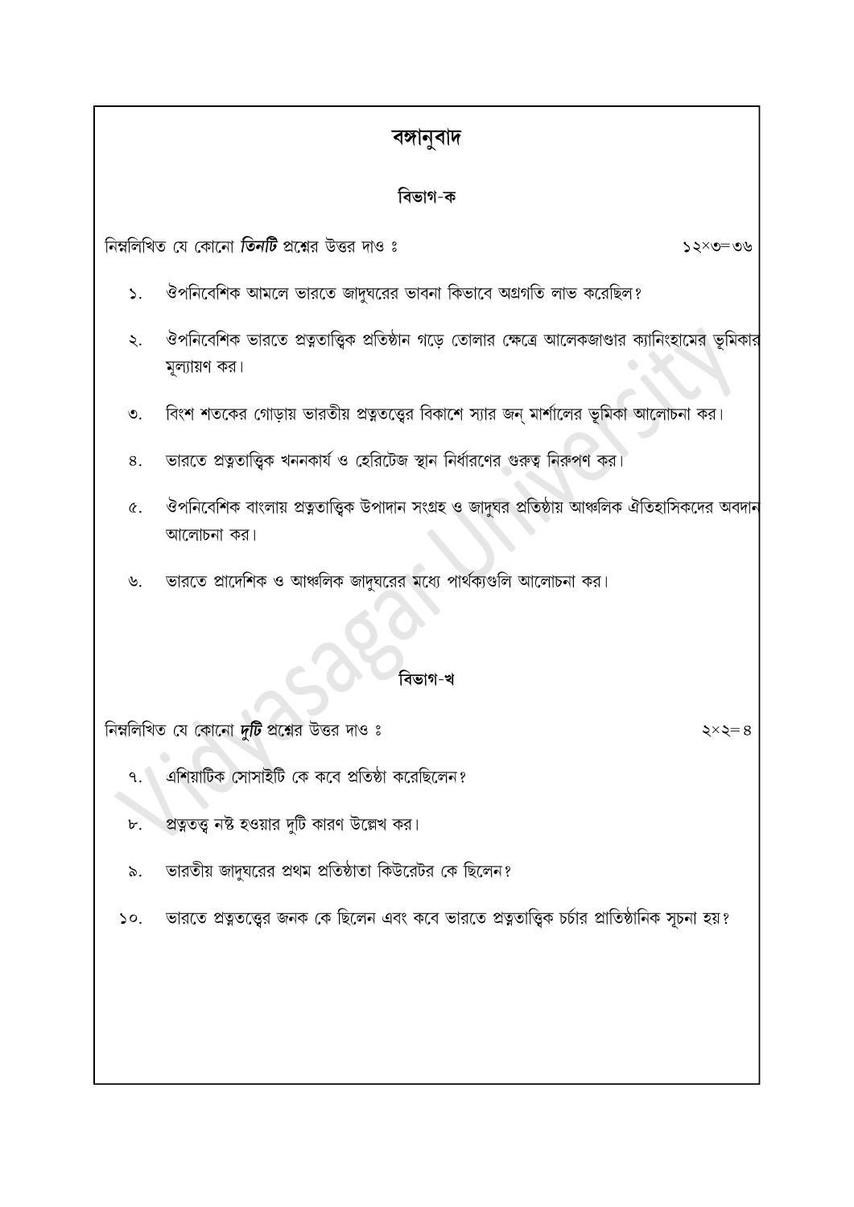# বঙ্গানুবাদ

## বিভাগ-ক

নিম্নলিখিত যে কোনো ***তিনটি*** প্রশ্নের উত্তর দাও ঃ ১২×৩=৩৬

১. ঔপনিবেশিক আমলে ভারতে জাদুঘরের ভাবনা কিভাবে অগ্রগতি লাভ করেছিল?

২. ঔপনিবেশিক ভারতে প্রত্নতাত্ত্বিক প্রতিষ্ঠান গড়ে তোলার ক্ষেত্রে আলেকজাণ্ডার ক্যানিংহামের ভূমিকার মূল্যায়ণ কর।

৩. বিংশ শতকের গোড়ায় ভারতীয় প্রত্নতত্ত্বের বিকাশে স্যার জন্ মার্শালের ভূমিকা আলোচনা কর।

৪. ভারতে প্রত্নতাত্ত্বিক খননকার্য ও হেরিটেজ স্থান নির্ধারণের গুরুত্ব নিরুপণ কর।

৫. ঔপনিবেশিক বাংলায় প্রত্নতাত্ত্বিক উপাদান সংগ্রহ ও জাদুঘর প্রতিষ্ঠায় আঞ্চলিক ঐতিহাসিকদের অবদান আলোচনা কর।

৬. ভারতে প্রাদেশিক ও আঞ্চলিক জাদুঘরের মধ্যে পার্থক্যগুলি আলোচনা কর।

## বিভাগ-খ

নিম্নলিখিত যে কোনো ***দুটি*** প্রশ্নের উত্তর দাও ঃ ২×২=৪

৭. এশিয়াটিক সোসাইটি কে কবে প্রতিষ্ঠা করেছিলেন?

৮. প্রত্নতত্ত্ব নষ্ট হওয়ার দুটি কারণ উল্লেখ কর।

৯. ভারতীয় জাদুঘরের প্রথম প্রতিষ্ঠাতা কিউরেটর কে ছিলেন?

১০. ভারতে প্রত্নতত্ত্বের জনক কে ছিলেন এবং কবে ভারতে প্রত্নতাত্ত্বিক চর্চার প্রাতিষ্ঠানিক সূচনা হয়?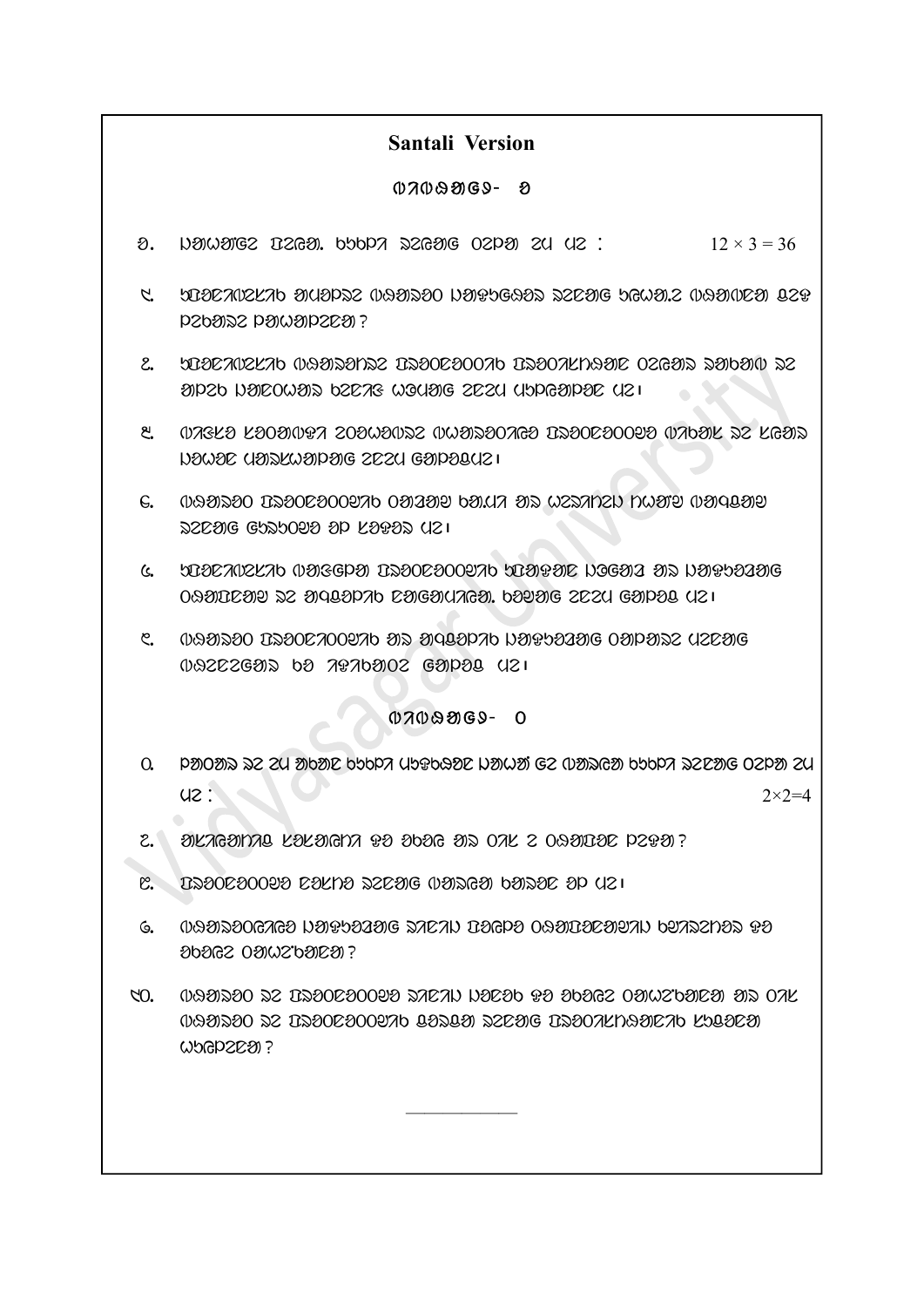## Santali Version

### ᱦᱟᱹᱴᱤᱧ- ᱑

᱑. ᱞᱟᱛᱟᱨ ᱨᱮᱭᱟᱜ ᱵᱟᱵᱚᱛ ᱥᱮᱞᱮᱫ ᱛᱮᱞᱟ ᱮᱢ ᱢᱮ : $12 \times 3 = 36$

᱑. ᱵᱤᱨᱮᱫᱽᱠᱷᱟᱱ ᱟᱹᱭᱩᱨᱤ ᱦᱟᱨᱟᱹᱜ ᱞᱟᱦᱟᱵᱟᱲᱟ ᱥᱮᱞᱮᱫ ᱵᱩᱡᱷᱟᱹᱣ ᱦᱟᱨᱟᱹᱢᱮᱫ ᱫᱚᱱ ᱯᱮᱲᱟᱜ ᱯᱟᱹᱞᱟᱹᱯᱮᱫ ?

᱒. ᱵᱤᱨᱮᱫᱽᱠᱷᱟᱱ ᱦᱟᱨᱟᱹᱜ ᱠᱚ ᱵᱤᱨᱩᱫᱽ ᱠᱷᱚᱱ ᱵᱤᱨᱩᱫᱷ ᱮᱢᱟᱱ ᱥᱟᱵᱟᱫ ᱨᱮ ᱟᱢᱚᱜ ᱞᱟᱦᱟᱵᱟᱲᱟ ᱵᱮᱨᱮᱫ ᱣᱤᱭᱟᱜ ᱨᱮᱭᱟᱜ ᱩᱫᱩᱜᱽᱢᱮ ᱢᱮ ।

᱓. ᱦᱟᱨᱟᱹᱜ ᱠᱚᱢᱤ ᱥᱤᱨᱡᱟᱹᱣ ᱦᱟᱨᱟᱹᱜᱤᱭᱟᱹ ᱵᱤᱨᱩᱫᱽ ᱦᱟᱨᱟᱹᱜ ᱨᱮ ᱠᱟᱹᱢᱤ ᱞᱟᱹᱜᱤᱫ ᱩᱫᱩᱜᱽ ᱢᱮ ।

᱔. ᱦᱟᱨᱟᱹᱜ ᱵᱤᱨᱩᱫᱽ ᱠᱚᱨᱮᱱ ᱵᱟᱹᱲᱛᱤ ᱟᱨ ᱣᱮᱨᱟᱹᱨᱤ ᱞᱟᱦᱟᱵᱟᱲᱟ ᱥᱮᱞᱮᱫ ᱜᱟᱱᱚᱝ ᱟᱢ ᱠᱟᱹᱢᱤ ᱢᱮ ।

᱕. ᱵᱤᱨᱮᱫᱽᱠᱷᱟᱱ ᱦᱟᱨᱟᱹᱜ ᱵᱤᱨᱩᱫᱽ ᱵᱤᱨᱮᱫᱽ ᱞᱟᱦᱟ ᱟᱨ ᱞᱟᱦᱟᱵᱟᱲᱟ ᱠᱚᱢᱤ ᱨᱮ ᱟᱹᱭᱩᱨᱤ ᱠᱟᱹᱢᱤ ᱢᱮ ।

᱖. ᱦᱟᱨᱟᱹᱜ ᱵᱤᱨᱩᱫᱽ ᱟᱨ ᱟᱹᱭᱩᱨᱤ ᱞᱟᱦᱟᱵᱟᱲᱟ ᱠᱟᱹᱢᱤ ᱢᱮᱱᱟᱜ ᱦᱟᱨᱟᱹᱜ ᱵᱟ ᱥᱮᱞᱮᱫ ᱠᱟᱹᱢᱤ ᱢᱮ ।

### ᱦᱟᱹᱴᱤᱧ- ᱒

᱒. ᱯᱟᱹᱲᱦᱟᱣ ᱨᱮ ᱢᱮ ᱟᱹᱭᱩᱨᱤ ᱵᱟᱵᱚᱛ ᱩᱫᱩᱜᱽ ᱞᱟᱹᱜᱤᱫ ᱜᱮ ᱦᱟᱨᱟᱹᱜ ᱵᱟᱵᱚᱛ ᱥᱮᱞᱮᱫ ᱛᱮᱞᱟ ᱮᱢ ᱢᱮ : $2 \times 2 = 4$

᱗. ᱟᱹᱭᱩᱨᱤ ᱠᱟᱹᱢᱤ ᱫᱚ ᱪᱮᱫ ᱟᱨ ᱛᱤᱱ ᱞᱮᱠᱟ ᱯᱮᱲᱟ ?

᱘. ᱵᱤᱨᱩᱫᱽ ᱠᱟᱹᱢᱤ ᱥᱮᱞᱮᱫ ᱦᱟᱨᱟᱹᱜ ᱵᱟᱹᱲᱛᱤ ᱟᱢ ᱢᱮ ।

᱙. ᱦᱟᱨᱟᱹᱜᱤᱭᱟᱹ ᱞᱟᱦᱟᱵᱟᱲᱟ ᱥᱟᱦᱟᱭ ᱵᱤᱨᱩᱫᱽ ᱛᱤᱱᱟᱹᱜ ᱵᱟᱲᱟᱭ ᱫᱚ ᱪᱮᱫ ᱛᱤᱱᱟᱹᱜ ᱵᱟᱹᱲᱛᱤ ?

᱑᱐. ᱦᱟᱨᱟᱹᱜ ᱨᱮ ᱵᱤᱨᱩᱫᱽ ᱥᱟᱦᱟᱭ ᱞᱟᱦᱟ ᱫᱚ ᱪᱮᱫ ᱛᱤᱱᱟᱹᱜ ᱵᱟᱹᱲᱛᱤ ᱟᱨ ᱛᱤᱱ ᱦᱟᱨᱟᱹᱜ ᱨᱮ ᱵᱤᱨᱩᱫᱽ ᱟᱹᱭᱩᱨᱤ ᱥᱮᱞᱮᱫ ᱵᱤᱨᱩᱫᱽᱠᱷᱟᱱ ᱠᱷᱚᱡᱚᱜ ᱣᱟᱲᱟᱯᱮᱫ ?